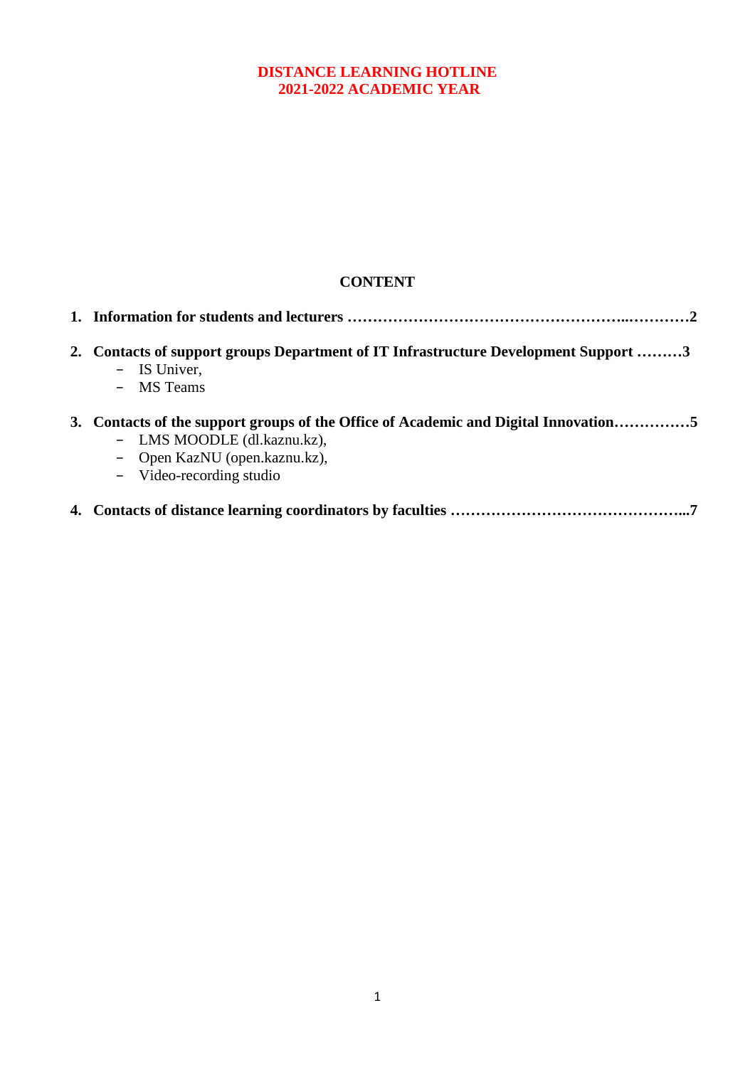# DISTANCE LEARNING HOTLINE
# 2021-2022 ACADEMIC YEAR

## CONTENT

1. **Information for students and lecturers …………………………………………………..…………2**
2. **Contacts of support groups Department of IT Infrastructure Development Support ………3**
   - IS Univer,
   - MS Teams
3. **Contacts of the support groups of the Office of Academic and Digital Innovation……………5**
   - LMS MOODLE (dl.kaznu.kz),
   - Open KazNU (open.kaznu.kz),
   - Video-recording studio
4. **Contacts of distance learning coordinators by faculties ………………………………………...7**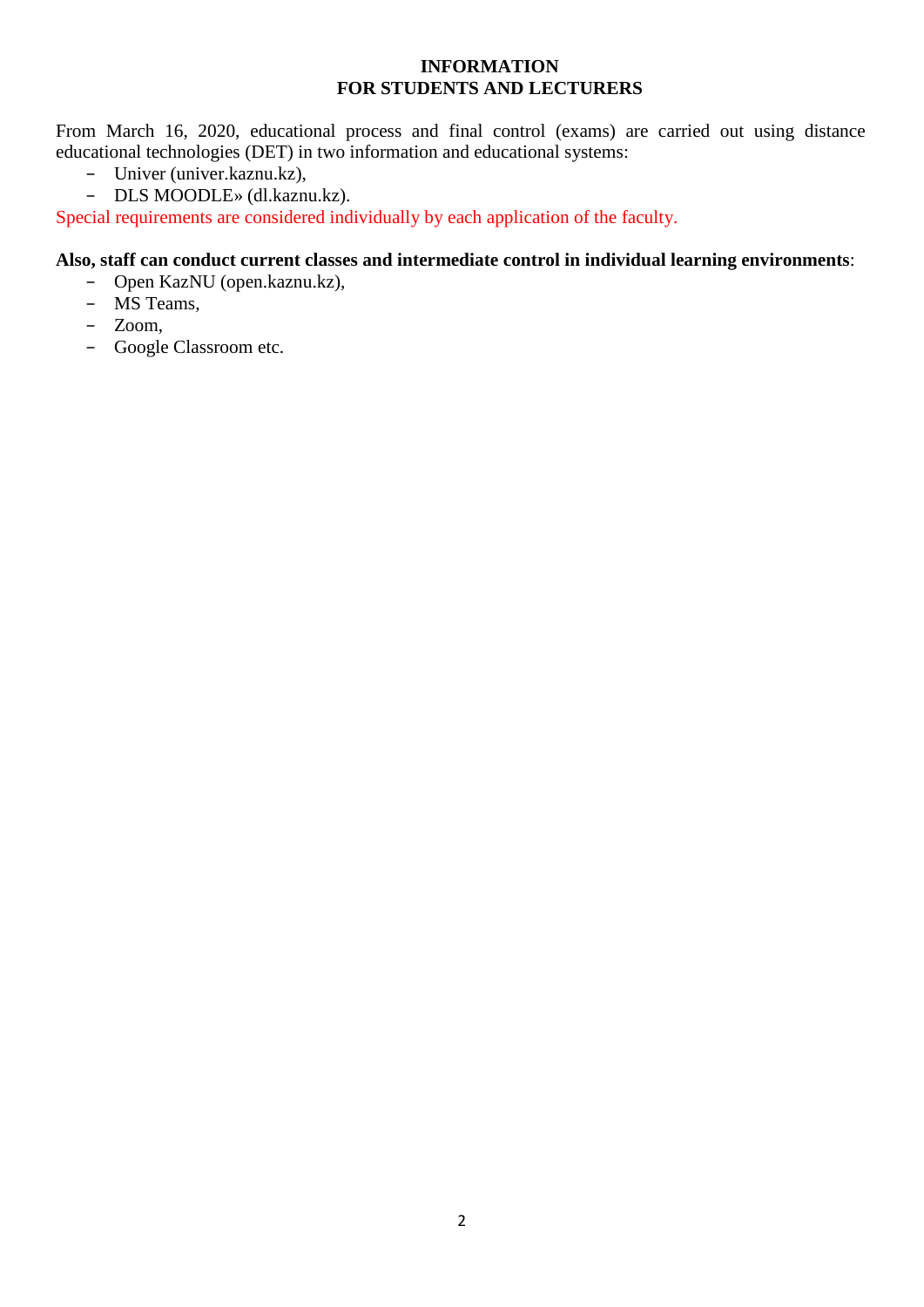**INFORMATION**
**FOR STUDENTS AND LECTURERS**

From March 16, 2020, educational process and final control (exams) are carried out using distance educational technologies (DET) in two information and educational systems:

- Univer (univer.kaznu.kz),
- DLS MOODLE» (dl.kaznu.kz).

Special requirements are considered individually by each application of the faculty.

**Also, staff can conduct current classes and intermediate control in individual learning environments**:

- Open KazNU (open.kaznu.kz),
- MS Teams,
- Zoom,
- Google Classroom etc.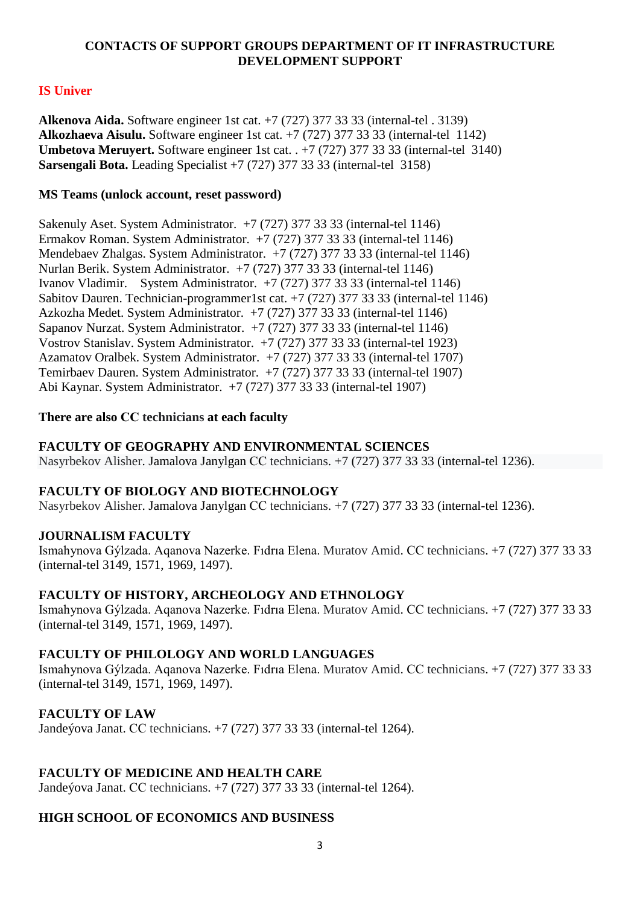## CONTACTS OF SUPPORT GROUPS DEPARTMENT OF IT INFRASTRUCTURE DEVELOPMENT SUPPORT

### IS Univer

**Alkenova Aida.** Software engineer 1st cat. +7 (727) 377 33 33 (internal-tel . 3139)
**Alkozhaeva Aisulu.** Software engineer 1st cat. +7 (727) 377 33 33 (internal-tel 1142)
**Umbetova Meruyert.** Software engineer 1st cat. . +7 (727) 377 33 33 (internal-tel 3140)
**Sarsengali Bota.** Leading Specialist +7 (727) 377 33 33 (internal-tel 3158)

**MS Teams (unlock account, reset password)**

Sakenuly Aset. System Administrator. +7 (727) 377 33 33 (internal-tel 1146)
Ermakov Roman. System Administrator. +7 (727) 377 33 33 (internal-tel 1146)
Mendebaev Zhalgas. System Administrator. +7 (727) 377 33 33 (internal-tel 1146)
Nurlan Berik. System Administrator. +7 (727) 377 33 33 (internal-tel 1146)
Ivanov Vladimir. System Administrator. +7 (727) 377 33 33 (internal-tel 1146)
Sabitov Dauren. Technician-programmer1st cat. +7 (727) 377 33 33 (internal-tel 1146)
Azkozha Medet. System Administrator. +7 (727) 377 33 33 (internal-tel 1146)
Sapanov Nurzat. System Administrator. +7 (727) 377 33 33 (internal-tel 1146)
Vostrov Stanislav. System Administrator. +7 (727) 377 33 33 (internal-tel 1923)
Azamatov Oralbek. System Administrator. +7 (727) 377 33 33 (internal-tel 1707)
Temirbaev Dauren. System Administrator. +7 (727) 377 33 33 (internal-tel 1907)
Abi Kaynar. System Administrator. +7 (727) 377 33 33 (internal-tel 1907)

**There are also CC technicians at each faculty**

**FACULTY OF GEOGRAPHY AND ENVIRONMENTAL SCIENCES**
Nasyrbekov Alisher. Jamalova Janylgan CC technicians. +7 (727) 377 33 33 (internal-tel 1236).

**FACULTY OF BIOLOGY AND BIOTECHNOLOGY**
Nasyrbekov Alisher. Jamalova Janylgan CC technicians. +7 (727) 377 33 33 (internal-tel 1236).

**JOURNALISM FACULTY**
Ismahynova Gýlzada. Aqanova Nazerke. Fıdrıa Elena. Muratov Amid. CC technicians. +7 (727) 377 33 33 (internal-tel 3149, 1571, 1969, 1497).

**FACULTY OF HISTORY, ARCHEOLOGY AND ETHNOLOGY**
Ismahynova Gýlzada. Aqanova Nazerke. Fıdrıa Elena. Muratov Amid. CC technicians. +7 (727) 377 33 33 (internal-tel 3149, 1571, 1969, 1497).

**FACULTY OF PHILOLOGY AND WORLD LANGUAGES**
Ismahynova Gýlzada. Aqanova Nazerke. Fıdrıa Elena. Muratov Amid. CC technicians. +7 (727) 377 33 33 (internal-tel 3149, 1571, 1969, 1497).

**FACULTY OF LAW**
Jandeýova Janat. CC technicians. +7 (727) 377 33 33 (internal-tel 1264).

**FACULTY OF MEDICINE AND HEALTH CARE**
Jandeýova Janat. CC technicians. +7 (727) 377 33 33 (internal-tel 1264).

**HIGH SCHOOL OF ECONOMICS AND BUSINESS**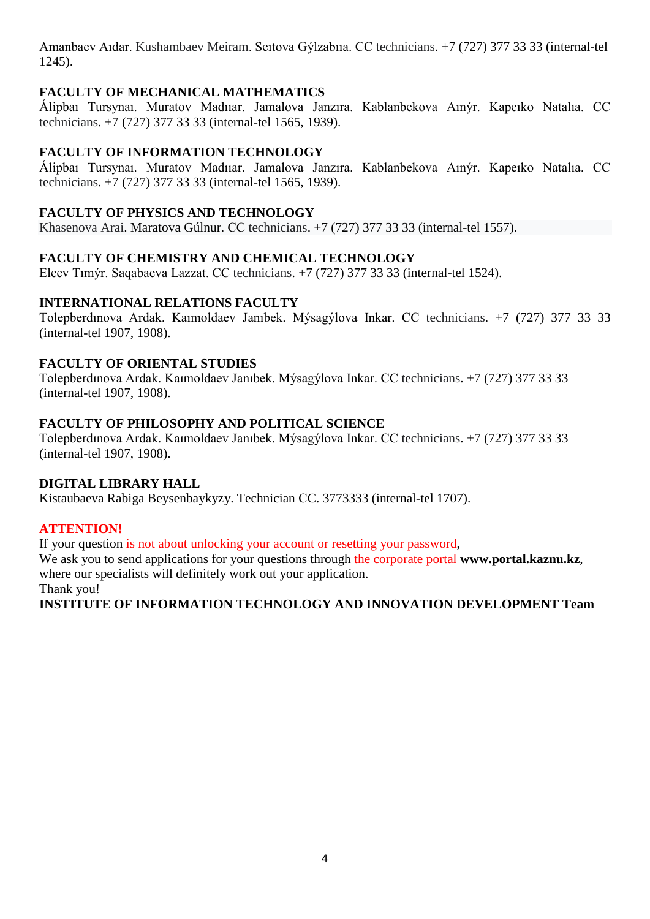Amanbaev Aıdar. Kushambaev Meiram. Seıtova Gýlzabıa. CC technicians. +7 (727) 377 33 33 (internal-tel 1245).

**FACULTY OF MECHANICAL MATHEMATICS**

Álipbaı Tursynaı. Muratov Madıar. Jamalova Janzıra. Kablanbekova Aınýr. Kapeıko Natalıa. CC technicians. +7 (727) 377 33 33 (internal-tel 1565, 1939).

**FACULTY OF INFORMATION TECHNOLOGY**

Álipbaı Tursynaı. Muratov Madıar. Jamalova Janzıra. Kablanbekova Aınýr. Kapeıko Natalıa. CC technicians. +7 (727) 377 33 33 (internal-tel 1565, 1939).

**FACULTY OF PHYSICS AND TECHNOLOGY**

Khasenova Arai. Maratova Gúlnur. CC technicians. +7 (727) 377 33 33 (internal-tel 1557).

**FACULTY OF CHEMISTRY AND CHEMICAL TECHNOLOGY**

Eleev Tımýr. Saqabaeva Lazzat. CC technicians. +7 (727) 377 33 33 (internal-tel 1524).

**INTERNATIONAL RELATIONS FACULTY**

Tolepberdınova Ardak. Kaımoldaev Janıbek. Mýsagýlova Inkar. CC technicians. +7 (727) 377 33 33 (internal-tel 1907, 1908).

**FACULTY OF ORIENTAL STUDIES**

Tolepberdınova Ardak. Kaımoldaev Janıbek. Mýsagýlova Inkar. CC technicians. +7 (727) 377 33 33 (internal-tel 1907, 1908).

**FACULTY OF PHILOSOPHY AND POLITICAL SCIENCE**

Tolepberdınova Ardak. Kaımoldaev Janıbek. Mýsagýlova Inkar. CC technicians. +7 (727) 377 33 33 (internal-tel 1907, 1908).

**DIGITAL LIBRARY HALL**

Kistaubaeva Rabiga Beysenbaykyzy. Technician CC. 3773333 (internal-tel 1707).

**ATTENTION!**

If your question is not about unlocking your account or resetting your password,
We ask you to send applications for your questions through the corporate portal **www.portal.kaznu.kz**, where our specialists will definitely work out your application.
Thank you!
**INSTITUTE OF INFORMATION TECHNOLOGY AND INNOVATION DEVELOPMENT Team**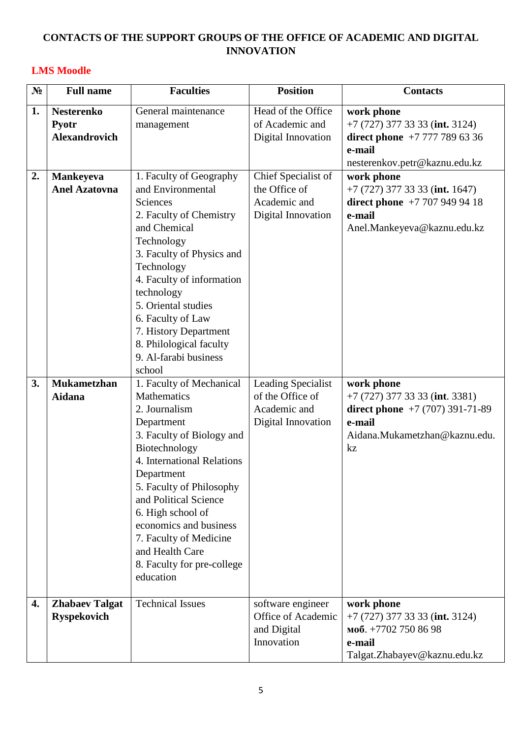## CONTACTS OF THE SUPPORT GROUPS OF THE OFFICE OF ACADEMIC AND DIGITAL INNOVATION

### LMS Moodle

| № | Full name | Faculties | Position | Contacts |
|---|---|---|---|---|
| **1.** | **Nesterenko Pyotr Alexandrovich** | General maintenance management | Head of the Office of Academic and Digital Innovation | **work phone** +7 (727) 377 33 33 (**int.** 3124) **direct phone** +7 777 789 63 36 **e-mail** nesterenkov.petr@kaznu.edu.kz |
| **2.** | **Mankeyeva Anel Azatovna** | 1. Faculty of Geography and Environmental Sciences 2. Faculty of Chemistry and Chemical Technology 3. Faculty of Physics and Technology 4. Faculty of information technology 5. Oriental studies 6. Faculty of Law 7. History Department 8. Philological faculty 9. Al-farabi business school | Chief Specialist of the Office of Academic and Digital Innovation | **work phone** +7 (727) 377 33 33 (**int.** 1647) **direct phone** +7 707 949 94 18 **e-mail** Anel.Mankeyeva@kaznu.edu.kz |
| **3.** | **Mukametzhan Aidana** | 1. Faculty of Mechanical Mathematics 2. Journalism Department 3. Faculty of Biology and Biotechnology 4. International Relations Department 5. Faculty of Philosophy and Political Science 6. High school of economics and business 7. Faculty of Medicine and Health Care 8. Faculty for pre-college education | Leading Specialist of the Office of Academic and Digital Innovation | **work phone** +7 (727) 377 33 33 (**int**. 3381) **direct phone** +7 (707) 391-71-89 **e-mail** Aidana.Mukametzhan@kaznu.edu.kz |
| **4.** | **Zhabaev Talgat Ryspekovich** | Technical Issues | software engineer Office of Academic and Digital Innovation | **work phone** +7 (727) 377 33 33 (**int.** 3124) **моб**. +7702 750 86 98 **e-mail** Talgat.Zhabayev@kaznu.edu.kz |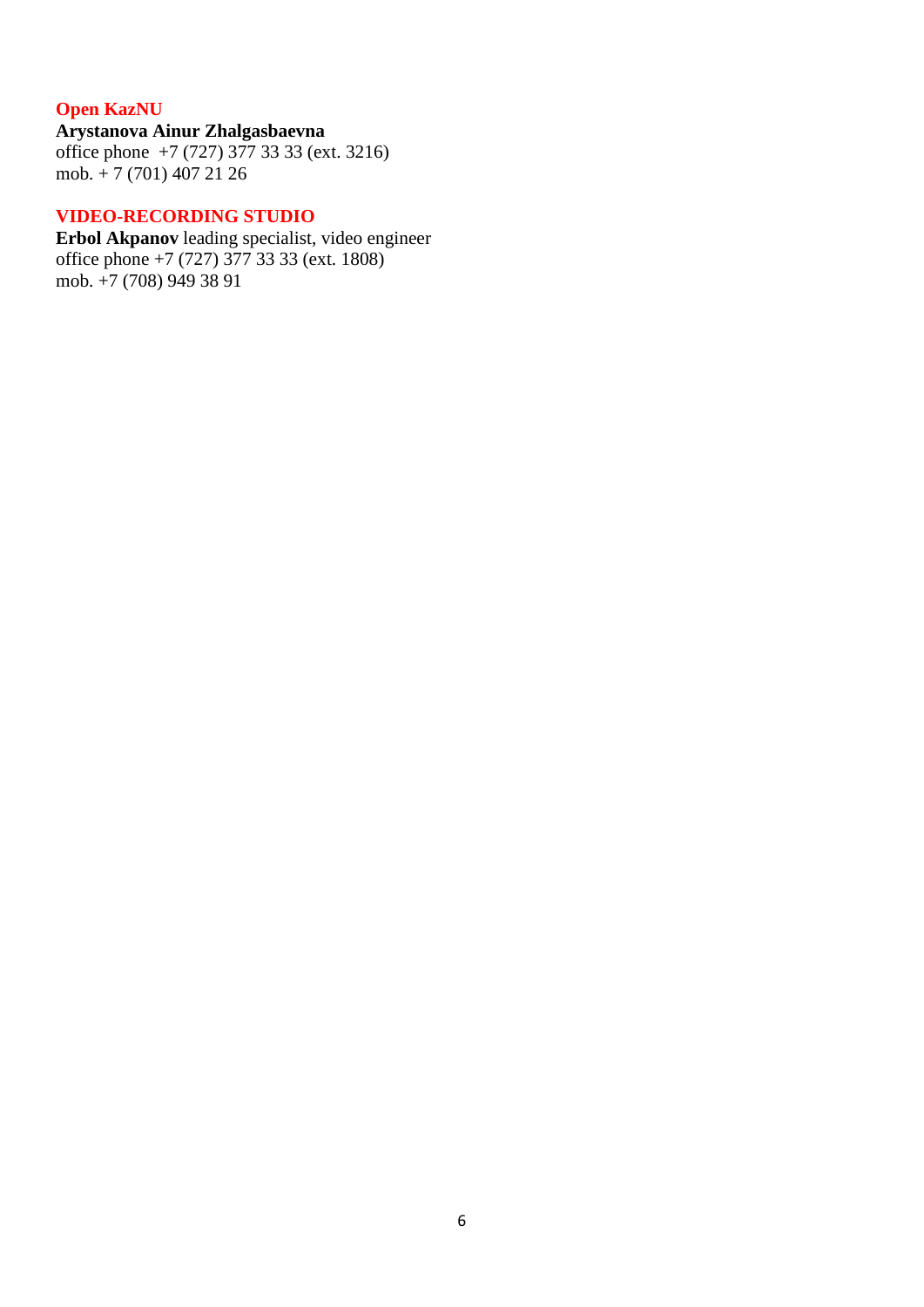**Open KazNU**

**Arystanova Ainur Zhalgasbaevna**
office phone +7 (727) 377 33 33 (ext. 3216)
mob. + 7 (701) 407 21 26

**VIDEO-RECORDING STUDIO**

**Erbol Akpanov** leading specialist, video engineer
office phone +7 (727) 377 33 33 (ext. 1808)
mob. +7 (708) 949 38 91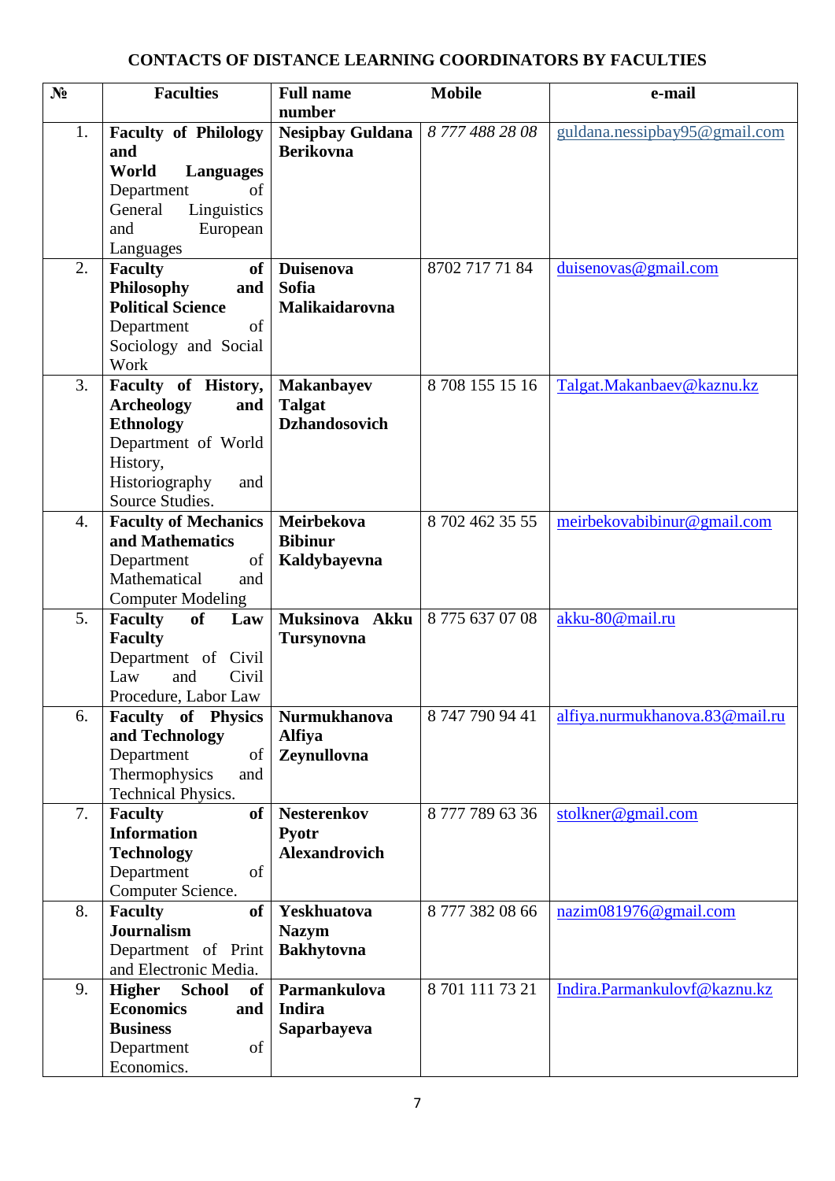# CONTACTS OF DISTANCE LEARNING COORDINATORS BY FACULTIES

| № | Faculties | Full name | Mobile number | e-mail |
|---|---|---|---|---|
| 1. | **Faculty of Philology and World Languages** Department of General Linguistics and European Languages | **Nesipbay Guldana Berikovna** | *8 777 488 28 08* | guldana.nessipbay95@gmail.com |
| 2. | **Faculty of Philosophy and Political Science** Department of Sociology and Social Work | **Duisenova Sofia Malikaidarovna** | 8702 717 71 84 | duisenovas@gmail.com |
| 3. | **Faculty of History, Archeology and Ethnology** Department of World History, Historiography and Source Studies. | **Makanbayev Talgat Dzhandosovich** | 8 708 155 15 16 | Talgat.Makanbaev@kaznu.kz |
| 4. | **Faculty of Mechanics and Mathematics** Department of Mathematical and Computer Modeling | **Meirbekova Bibinur Kaldybayevna** | 8 702 462 35 55 | meirbekovabibinur@gmail.com |
| 5. | **Faculty of Law Faculty** Department of Civil Law and Civil Procedure, Labor Law | **Muksinova Akku Tursynovna** | 8 775 637 07 08 | akku-80@mail.ru |
| 6. | **Faculty of Physics and Technology** Department of Thermophysics and Technical Physics. | **Nurmukhanova Alfiya Zeynullovna** | 8 747 790 94 41 | alfiya.nurmukhanova.83@mail.ru |
| 7. | **Faculty of Information Technology** Department of Computer Science. | **Nesterenkov Pyotr Alexandrovich** | 8 777 789 63 36 | stolkner@gmail.com |
| 8. | **Faculty of Journalism** Department of Print and Electronic Media. | **Yeskhuatova Nazym Bakhytovna** | 8 777 382 08 66 | nazim081976@gmail.com |
| 9. | **Higher School of Economics and Business** Department of Economics. | **Parmankulova Indira Saparbayeva** | 8 701 111 73 21 | Indira.Parmankulovf@kaznu.kz |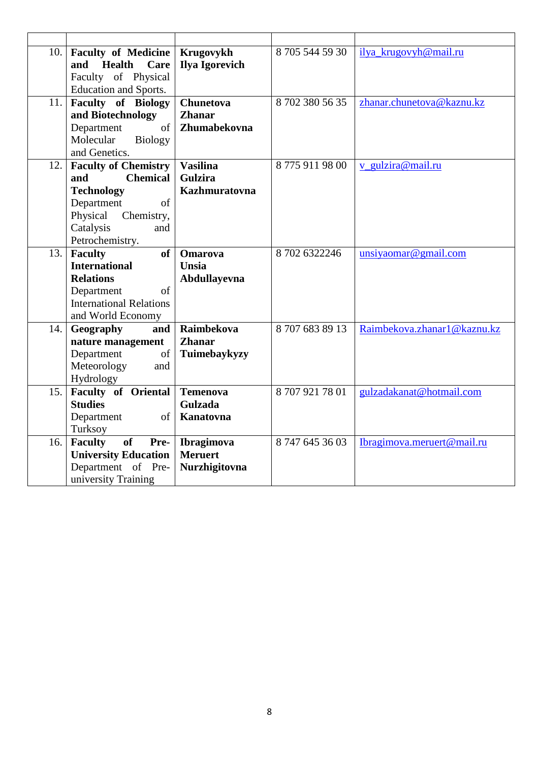| | | | | |
|---|---|---|---|---|
| 10. | **Faculty of Medicine and Health Care** Faculty of Physical Education and Sports. | **Krugovykh Ilya Igorevich** | 8 705 544 59 30 | ilya_krugovyh@mail.ru |
| 11. | **Faculty of Biology and Biotechnology** Department of Molecular Biology and Genetics. | **Chunetova Zhanar Zhumabekovna** | 8 702 380 56 35 | zhanar.chunetova@kaznu.kz |
| 12. | **Faculty of Chemistry and Chemical Technology** Department of Physical Chemistry, Catalysis and Petrochemistry. | **Vasilina Gulzira Kazhmuratovna** | 8 775 911 98 00 | v_gulzira@mail.ru |
| 13. | **Faculty of International Relations** Department of International Relations and World Economy | **Omarova Unsia Abdullayevna** | 8 702 6322246 | unsiyaomar@gmail.com |
| 14. | **Geography and nature management** Department of Meteorology and Hydrology | **Raimbekova Zhanar Tuimebaykyzy** | 8 707 683 89 13 | Raimbekova.zhanar1@kaznu.kz |
| 15. | **Faculty of Oriental Studies** Department of Turksoy | **Temenova Gulzada Kanatovna** | 8 707 921 78 01 | gulzadakanat@hotmail.com |
| 16. | **Faculty of Pre-University Education** Department of Pre-university Training | **Ibragimova Meruert Nurzhigitovna** | 8 747 645 36 03 | Ibragimova.meruert@mail.ru |